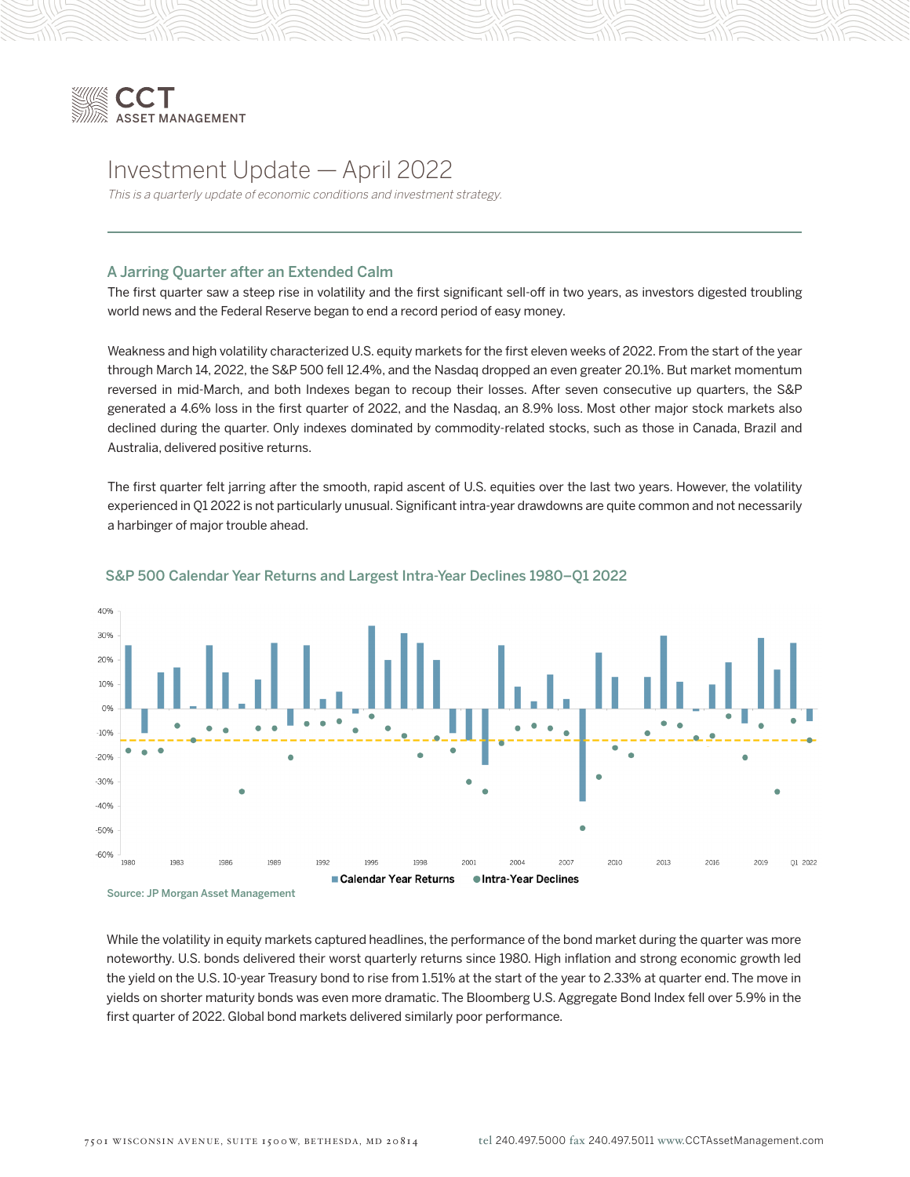# Investment Update — April 2022

*This is a quarterly update of economic conditions and investment strategy.*

## A Jarring Quarter after an Extended Calm

The first quarter saw a steep rise in volatility and the first significant sell-off in two years, as investors digested troubling world news and the Federal Reserve began to end a record period of easy money.

Weakness and high volatility characterized U.S. equity markets for the first eleven weeks of 2022. From the start of the year through March 14, 2022, the S&P 500 fell 12.4%, and the Nasdaq dropped an even greater 20.1%. But market momentum reversed in mid-March, and both Indexes began to recoup their losses. After seven consecutive up quarters, the S&P generated a 4.6% loss in the first quarter of 2022, and the Nasdaq, an 8.9% loss. Most other major stock markets also declined during the quarter. Only indexes dominated by commodity-related stocks, such as those in Canada, Brazil and Australia, delivered positive returns.

The first quarter felt jarring after the smooth, rapid ascent of U.S. equities over the last two years. However, the volatility experienced in Q1 2022 is not particularly unusual. Significant intra-year drawdowns are quite common and not necessarily a harbinger of major trouble ahead.

### S&P 500 Calendar Year Returns and Largest Intra-Year Declines 1980–Q1 2022

Source: JP Morgan Asset Management

While the volatility in equity markets captured headlines, the performance of the bond market during the quarter was more noteworthy. U.S. bonds delivered their worst quarterly returns since 1980. High inflation and strong economic growth led the yield on the U.S. 10-year Treasury bond to rise from 1.51% at the start of the year to 2.33% at quarter end. The move in yields on shorter maturity bonds was even more dramatic. The Bloomberg U.S. Aggregate Bond Index fell over 5.9% in the first quarter of 2022. Global bond markets delivered similarly poor performance.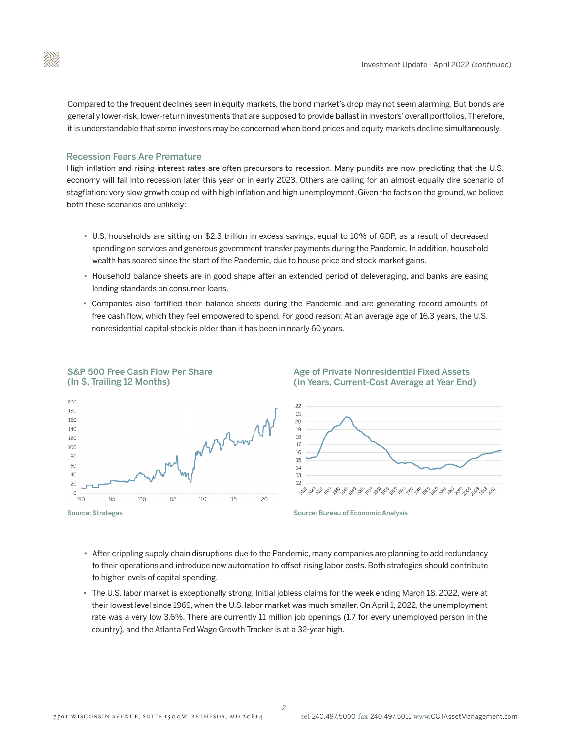Compared to the frequent declines seen in equity markets, the bond market's drop may not seem alarming. But bonds are generally lower-risk, lower-return investments that are supposed to provide ballast in investors' overall portfolios. Therefore, it is understandable that some investors may be concerned when bond prices and equity markets decline simultaneously.

## Recession Fears Are Premature

High inflation and rising interest rates are often precursors to recession. Many pundits are now predicting that the U.S. economy will fall into recession later this year or in early 2023. Others are calling for an almost equally dire scenario of stagflation: very slow growth coupled with high inflation and high unemployment. Given the facts on the ground, we believe both these scenarios are unlikely:

- U.S. households are sitting on $2.3 trillion in excess savings, equal to 10% of GDP, as a result of decreased spending on services and generous government transfer payments during the Pandemic. In addition, household wealth has soared since the start of the Pandemic, due to house price and stock market gains.
- Household balance sheets are in good shape after an extended period of deleveraging, and banks are easing lending standards on consumer loans.
- Companies also fortified their balance sheets during the Pandemic and are generating record amounts of free cash flow, which they feel empowered to spend. For good reason: At an average age of 16.3 years, the U.S. nonresidential capital stock is older than it has been in nearly 60 years.

**S&P 500 Free Cash Flow Per Share (In $, Trailing 12 Months)**

Source: Strategas

**Age of Private Nonresidential Fixed Assets (In Years, Current-Cost Average at Year End)**

Source: Bureau of Economic Analysis

- After crippling supply chain disruptions due to the Pandemic, many companies are planning to add redundancy to their operations and introduce new automation to offset rising labor costs. Both strategies should contribute to higher levels of capital spending.
- The U.S. labor market is exceptionally strong. Initial jobless claims for the week ending March 18, 2022, were at their lowest level since 1969, when the U.S. labor market was much smaller. On April 1, 2022, the unemployment rate was a very low 3.6%. There are currently 11 million job openings (1.7 for every unemployed person in the country), and the Atlanta Fed Wage Growth Tracker is at a 32-year high.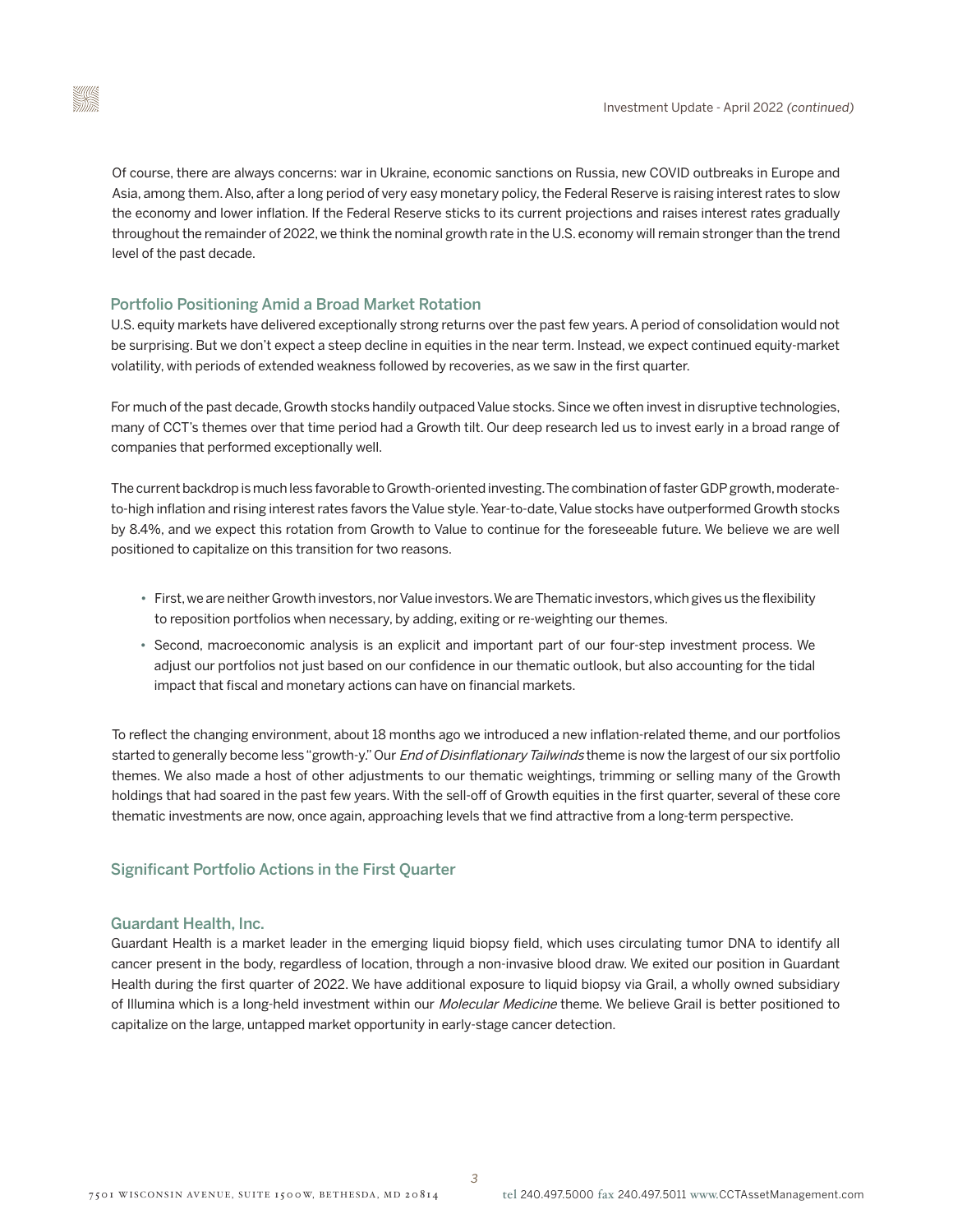Of course, there are always concerns: war in Ukraine, economic sanctions on Russia, new COVID outbreaks in Europe and Asia, among them. Also, after a long period of very easy monetary policy, the Federal Reserve is raising interest rates to slow the economy and lower inflation. If the Federal Reserve sticks to its current projections and raises interest rates gradually throughout the remainder of 2022, we think the nominal growth rate in the U.S. economy will remain stronger than the trend level of the past decade.

## Portfolio Positioning Amid a Broad Market Rotation

U.S. equity markets have delivered exceptionally strong returns over the past few years. A period of consolidation would not be surprising. But we don't expect a steep decline in equities in the near term. Instead, we expect continued equity-market volatility, with periods of extended weakness followed by recoveries, as we saw in the first quarter.

For much of the past decade, Growth stocks handily outpaced Value stocks. Since we often invest in disruptive technologies, many of CCT's themes over that time period had a Growth tilt. Our deep research led us to invest early in a broad range of companies that performed exceptionally well.

The current backdrop is much less favorable to Growth-oriented investing. The combination of faster GDP growth, moderate-to-high inflation and rising interest rates favors the Value style. Year-to-date, Value stocks have outperformed Growth stocks by 8.4%, and we expect this rotation from Growth to Value to continue for the foreseeable future. We believe we are well positioned to capitalize on this transition for two reasons.

- First, we are neither Growth investors, nor Value investors. We are Thematic investors, which gives us the flexibility to reposition portfolios when necessary, by adding, exiting or re-weighting our themes.
- Second, macroeconomic analysis is an explicit and important part of our four-step investment process. We adjust our portfolios not just based on our confidence in our thematic outlook, but also accounting for the tidal impact that fiscal and monetary actions can have on financial markets.

To reflect the changing environment, about 18 months ago we introduced a new inflation-related theme, and our portfolios started to generally become less "growth-y." Our *End of Disinflationary Tailwinds* theme is now the largest of our six portfolio themes. We also made a host of other adjustments to our thematic weightings, trimming or selling many of the Growth holdings that had soared in the past few years. With the sell-off of Growth equities in the first quarter, several of these core thematic investments are now, once again, approaching levels that we find attractive from a long-term perspective.

## Significant Portfolio Actions in the First Quarter

### Guardant Health, Inc.

Guardant Health is a market leader in the emerging liquid biopsy field, which uses circulating tumor DNA to identify all cancer present in the body, regardless of location, through a non-invasive blood draw. We exited our position in Guardant Health during the first quarter of 2022. We have additional exposure to liquid biopsy via Grail, a wholly owned subsidiary of Illumina which is a long-held investment within our *Molecular Medicine* theme. We believe Grail is better positioned to capitalize on the large, untapped market opportunity in early-stage cancer detection.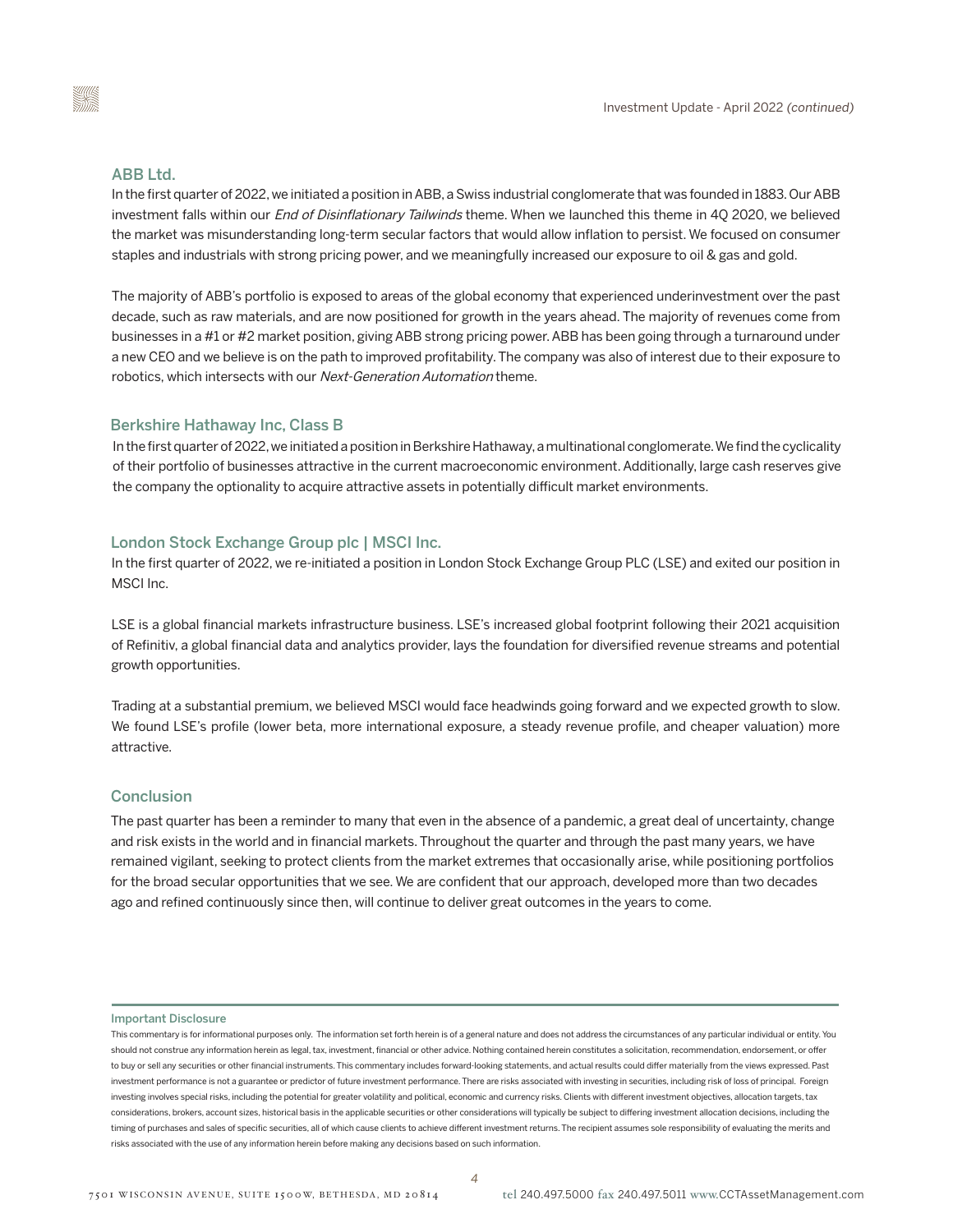## ABB Ltd.

In the first quarter of 2022, we initiated a position in ABB, a Swiss industrial conglomerate that was founded in 1883. Our ABB investment falls within our *End of Disinflationary Tailwinds* theme. When we launched this theme in 4Q 2020, we believed the market was misunderstanding long-term secular factors that would allow inflation to persist. We focused on consumer staples and industrials with strong pricing power, and we meaningfully increased our exposure to oil & gas and gold.

The majority of ABB's portfolio is exposed to areas of the global economy that experienced underinvestment over the past decade, such as raw materials, and are now positioned for growth in the years ahead. The majority of revenues come from businesses in a #1 or #2 market position, giving ABB strong pricing power. ABB has been going through a turnaround under a new CEO and we believe is on the path to improved profitability. The company was also of interest due to their exposure to robotics, which intersects with our *Next-Generation Automation* theme.

## Berkshire Hathaway Inc, Class B

In the first quarter of 2022, we initiated a position in Berkshire Hathaway, a multinational conglomerate. We find the cyclicality of their portfolio of businesses attractive in the current macroeconomic environment. Additionally, large cash reserves give the company the optionality to acquire attractive assets in potentially difficult market environments.

## London Stock Exchange Group plc | MSCI Inc.

In the first quarter of 2022, we re-initiated a position in London Stock Exchange Group PLC (LSE) and exited our position in MSCI Inc.

LSE is a global financial markets infrastructure business. LSE's increased global footprint following their 2021 acquisition of Refinitiv, a global financial data and analytics provider, lays the foundation for diversified revenue streams and potential growth opportunities.

Trading at a substantial premium, we believed MSCI would face headwinds going forward and we expected growth to slow. We found LSE's profile (lower beta, more international exposure, a steady revenue profile, and cheaper valuation) more attractive.

## Conclusion

The past quarter has been a reminder to many that even in the absence of a pandemic, a great deal of uncertainty, change and risk exists in the world and in financial markets. Throughout the quarter and through the past many years, we have remained vigilant, seeking to protect clients from the market extremes that occasionally arise, while positioning portfolios for the broad secular opportunities that we see. We are confident that our approach, developed more than two decades ago and refined continuously since then, will continue to deliver great outcomes in the years to come.

---

**Important Disclosure**

This commentary is for informational purposes only. The information set forth herein is of a general nature and does not address the circumstances of any particular individual or entity. You should not construe any information herein as legal, tax, investment, financial or other advice. Nothing contained herein constitutes a solicitation, recommendation, endorsement, or offer to buy or sell any securities or other financial instruments. This commentary includes forward-looking statements, and actual results could differ materially from the views expressed. Past investment performance is not a guarantee or predictor of future investment performance. There are risks associated with investing in securities, including risk of loss of principal. Foreign investing involves special risks, including the potential for greater volatility and political, economic and currency risks. Clients with different investment objectives, allocation targets, tax considerations, brokers, account sizes, historical basis in the applicable securities or other considerations will typically be subject to differing investment allocation decisions, including the timing of purchases and sales of specific securities, all of which cause clients to achieve different investment returns. The recipient assumes sole responsibility of evaluating the merits and risks associated with the use of any information herein before making any decisions based on such information.